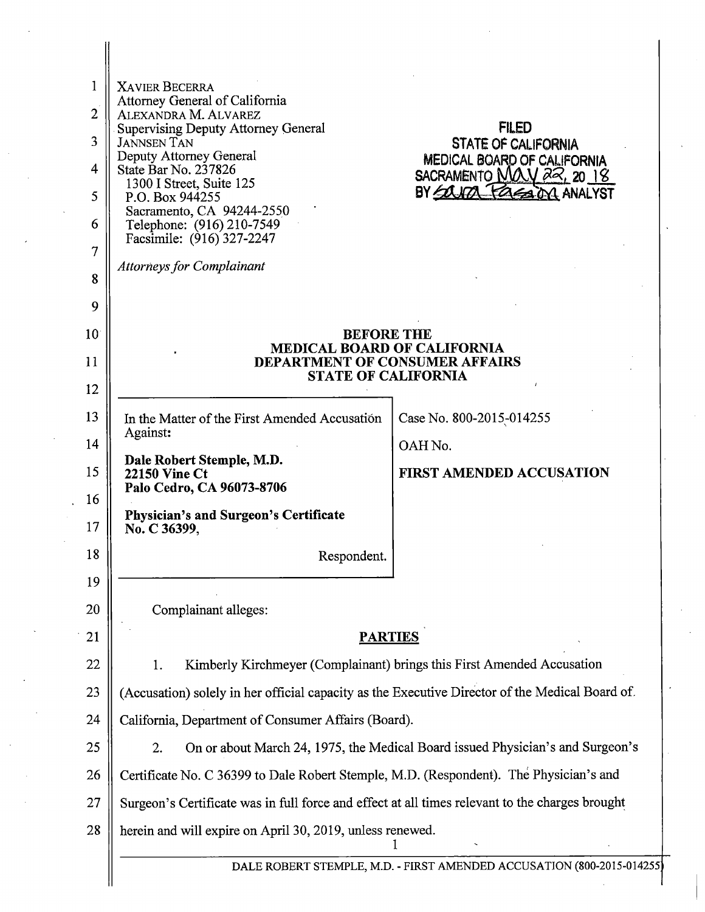XAVIER BECERRA
Attorney General of California
ALEXANDRA M. ALVAREZ
Supervising Deputy Attorney General
JANNSEN TAN
Deputy Attorney General
State Bar No. 237826
1300 I Street, Suite 125
P.O. Box 944255
Sacramento, CA 94244-2550
Telephone: (916) 210-7549
Facsimile: (916) 327-2247

*Attorneys for Complainant*

**FILED**
**STATE OF CALIFORNIA**
**MEDICAL BOARD OF CALIFORNIA**
**SACRAMENTO May 22, 2018**
**BY [signature] ANALYST**

**BEFORE THE**
**MEDICAL BOARD OF CALIFORNIA**
**DEPARTMENT OF CONSUMER AFFAIRS**
**STATE OF CALIFORNIA**

| | |
|---|---|
| In the Matter of the First Amended Accusation Against:<br><br>**Dale Robert Stemple, M.D.**<br>**22150 Vine Ct**<br>**Palo Cedro, CA 96073-8706**<br><br>**Physician's and Surgeon's Certificate No. C 36399,**<br><br>Respondent. | Case No. 800-2015-014255<br><br>OAH No.<br><br>**FIRST AMENDED ACCUSATION** |

Complainant alleges:

## PARTIES

1. Kimberly Kirchmeyer (Complainant) brings this First Amended Accusation (Accusation) solely in her official capacity as the Executive Director of the Medical Board of California, Department of Consumer Affairs (Board).

2. On or about March 24, 1975, the Medical Board issued Physician's and Surgeon's Certificate No. C 36399 to Dale Robert Stemple, M.D. (Respondent). The Physician's and Surgeon's Certificate was in full force and effect at all times relevant to the charges brought herein and will expire on April 30, 2019, unless renewed.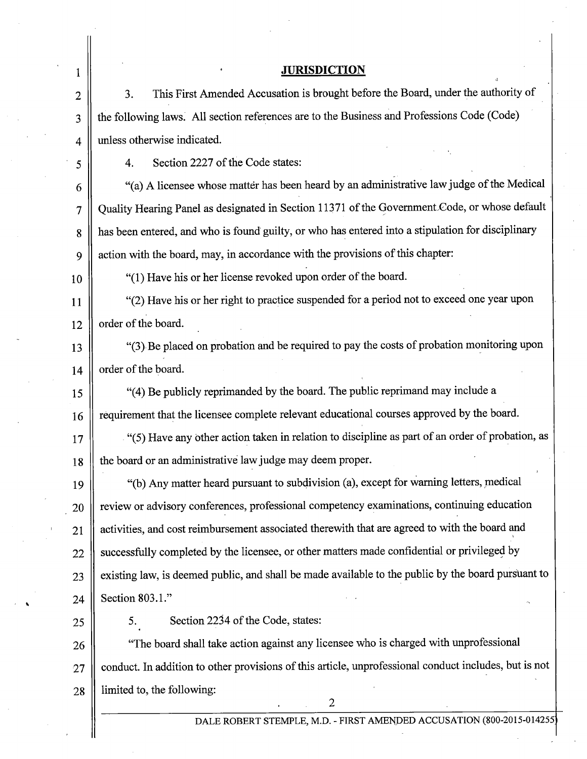## JURISDICTION

3. This First Amended Accusation is brought before the Board, under the authority of the following laws. All section references are to the Business and Professions Code (Code) unless otherwise indicated.

4. Section 2227 of the Code states:

"(a) A licensee whose matter has been heard by an administrative law judge of the Medical Quality Hearing Panel as designated in Section 11371 of the Government Code, or whose default has been entered, and who is found guilty, or who has entered into a stipulation for disciplinary action with the board, may, in accordance with the provisions of this chapter:

"(1) Have his or her license revoked upon order of the board.

"(2) Have his or her right to practice suspended for a period not to exceed one year upon order of the board.

"(3) Be placed on probation and be required to pay the costs of probation monitoring upon order of the board.

"(4) Be publicly reprimanded by the board. The public reprimand may include a requirement that the licensee complete relevant educational courses approved by the board.

"(5) Have any other action taken in relation to discipline as part of an order of probation, as the board or an administrative law judge may deem proper.

"(b) Any matter heard pursuant to subdivision (a), except for warning letters, medical review or advisory conferences, professional competency examinations, continuing education activities, and cost reimbursement associated therewith that are agreed to with the board and successfully completed by the licensee, or other matters made confidential or privileged by existing law, is deemed public, and shall be made available to the public by the board pursuant to Section 803.1."

5. Section 2234 of the Code, states:

"The board shall take action against any licensee who is charged with unprofessional conduct. In addition to other provisions of this article, unprofessional conduct includes, but is not limited to, the following: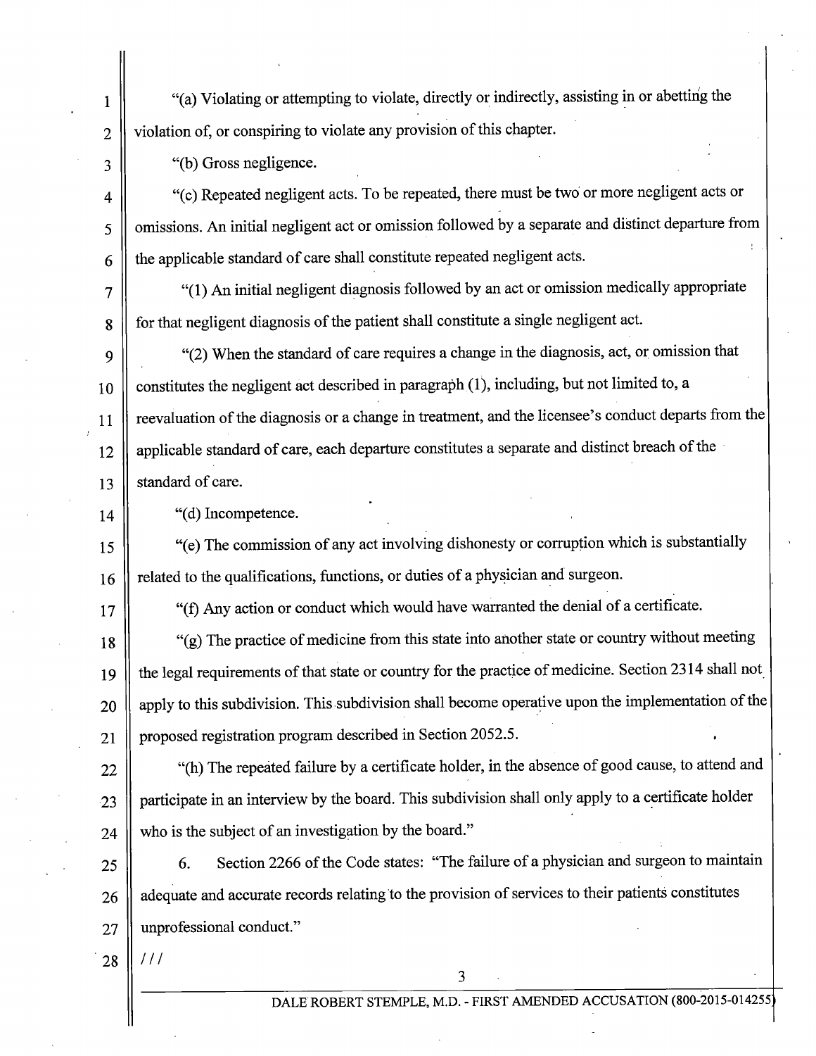"(a) Violating or attempting to violate, directly or indirectly, assisting in or abetting the violation of, or conspiring to violate any provision of this chapter.

"(b) Gross negligence.

"(c) Repeated negligent acts. To be repeated, there must be two or more negligent acts or omissions. An initial negligent act or omission followed by a separate and distinct departure from the applicable standard of care shall constitute repeated negligent acts.

"(1) An initial negligent diagnosis followed by an act or omission medically appropriate for that negligent diagnosis of the patient shall constitute a single negligent act.

"(2) When the standard of care requires a change in the diagnosis, act, or omission that constitutes the negligent act described in paragraph (1), including, but not limited to, a reevaluation of the diagnosis or a change in treatment, and the licensee's conduct departs from the applicable standard of care, each departure constitutes a separate and distinct breach of the standard of care.

"(d) Incompetence.

"(e) The commission of any act involving dishonesty or corruption which is substantially related to the qualifications, functions, or duties of a physician and surgeon.

"(f) Any action or conduct which would have warranted the denial of a certificate.

"(g) The practice of medicine from this state into another state or country without meeting the legal requirements of that state or country for the practice of medicine. Section 2314 shall not apply to this subdivision. This subdivision shall become operative upon the implementation of the proposed registration program described in Section 2052.5.

"(h) The repeated failure by a certificate holder, in the absence of good cause, to attend and participate in an interview by the board. This subdivision shall only apply to a certificate holder who is the subject of an investigation by the board."

6. Section 2266 of the Code states: "The failure of a physician and surgeon to maintain adequate and accurate records relating to the provision of services to their patients constitutes unprofessional conduct."

///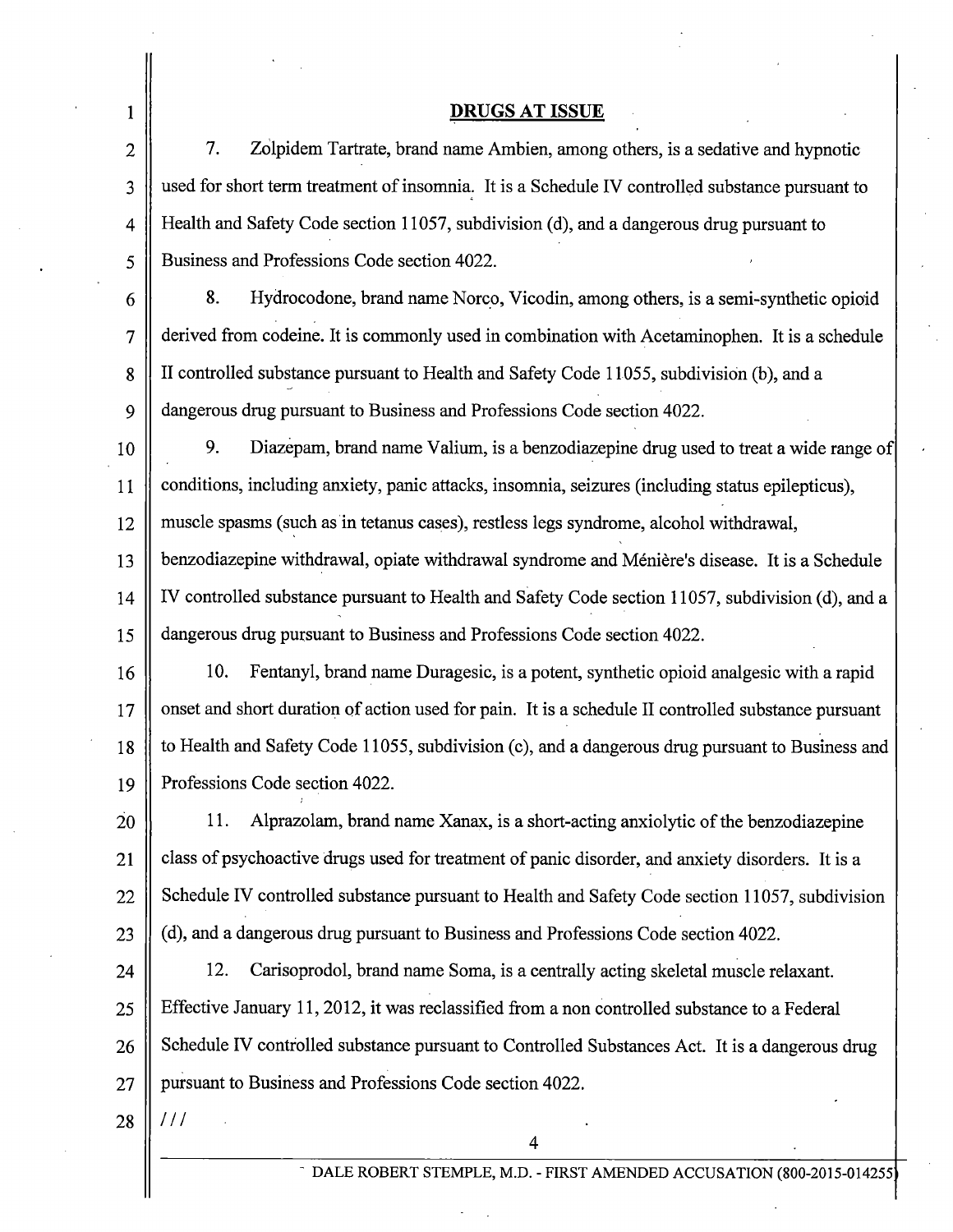## DRUGS AT ISSUE

7. Zolpidem Tartrate, brand name Ambien, among others, is a sedative and hypnotic used for short term treatment of insomnia. It is a Schedule IV controlled substance pursuant to Health and Safety Code section 11057, subdivision (d), and a dangerous drug pursuant to Business and Professions Code section 4022.

8. Hydrocodone, brand name Norco, Vicodin, among others, is a semi-synthetic opioid derived from codeine. It is commonly used in combination with Acetaminophen. It is a schedule II controlled substance pursuant to Health and Safety Code 11055, subdivision (b), and a dangerous drug pursuant to Business and Professions Code section 4022.

9. Diazepam, brand name Valium, is a benzodiazepine drug used to treat a wide range of conditions, including anxiety, panic attacks, insomnia, seizures (including status epilepticus), muscle spasms (such as in tetanus cases), restless legs syndrome, alcohol withdrawal, benzodiazepine withdrawal, opiate withdrawal syndrome and Ménière's disease. It is a Schedule IV controlled substance pursuant to Health and Safety Code section 11057, subdivision (d), and a dangerous drug pursuant to Business and Professions Code section 4022.

10. Fentanyl, brand name Duragesic, is a potent, synthetic opioid analgesic with a rapid onset and short duration of action used for pain. It is a schedule II controlled substance pursuant to Health and Safety Code 11055, subdivision (c), and a dangerous drug pursuant to Business and Professions Code section 4022.

11. Alprazolam, brand name Xanax, is a short-acting anxiolytic of the benzodiazepine class of psychoactive drugs used for treatment of panic disorder, and anxiety disorders. It is a Schedule IV controlled substance pursuant to Health and Safety Code section 11057, subdivision (d), and a dangerous drug pursuant to Business and Professions Code section 4022.

12. Carisoprodol, brand name Soma, is a centrally acting skeletal muscle relaxant. Effective January 11, 2012, it was reclassified from a non controlled substance to a Federal Schedule IV controlled substance pursuant to Controlled Substances Act. It is a dangerous drug pursuant to Business and Professions Code section 4022.

///

DALE ROBERT STEMPLE, M.D. - FIRST AMENDED ACCUSATION (800-2015-014255)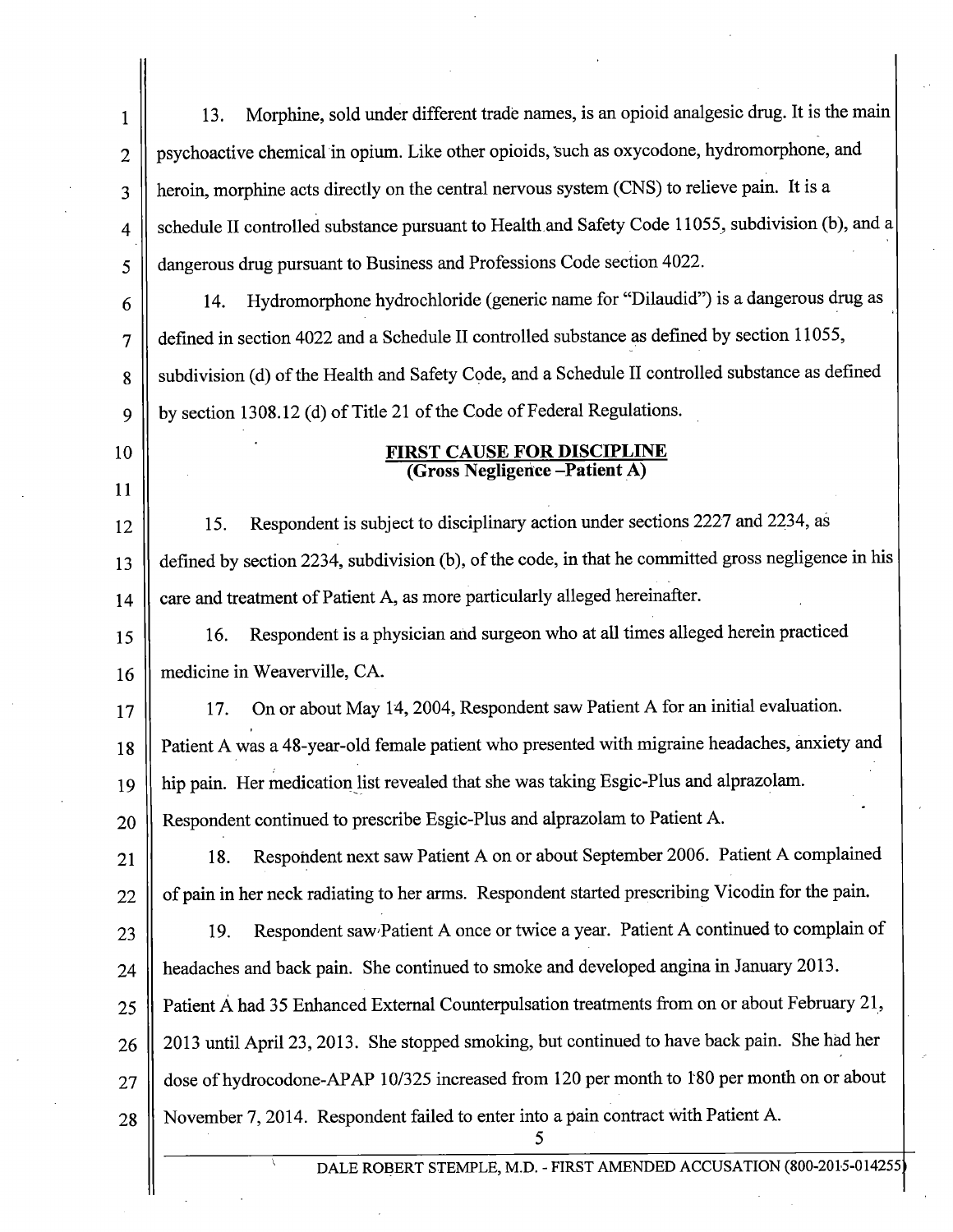13. Morphine, sold under different trade names, is an opioid analgesic drug. It is the main psychoactive chemical in opium. Like other opioids, such as oxycodone, hydromorphone, and heroin, morphine acts directly on the central nervous system (CNS) to relieve pain. It is a schedule II controlled substance pursuant to Health and Safety Code 11055, subdivision (b), and a dangerous drug pursuant to Business and Professions Code section 4022.

14. Hydromorphone hydrochloride (generic name for "Dilaudid") is a dangerous drug as defined in section 4022 and a Schedule II controlled substance as defined by section 11055, subdivision (d) of the Health and Safety Code, and a Schedule II controlled substance as defined by section 1308.12 (d) of Title 21 of the Code of Federal Regulations.

## FIRST CAUSE FOR DISCIPLINE
### (Gross Negligence –Patient A)

15. Respondent is subject to disciplinary action under sections 2227 and 2234, as defined by section 2234, subdivision (b), of the code, in that he committed gross negligence in his care and treatment of Patient A, as more particularly alleged hereinafter.

16. Respondent is a physician and surgeon who at all times alleged herein practiced medicine in Weaverville, CA.

17. On or about May 14, 2004, Respondent saw Patient A for an initial evaluation. Patient A was a 48-year-old female patient who presented with migraine headaches, anxiety and hip pain. Her medication list revealed that she was taking Esgic-Plus and alprazolam. Respondent continued to prescribe Esgic-Plus and alprazolam to Patient A.

18. Respondent next saw Patient A on or about September 2006. Patient A complained of pain in her neck radiating to her arms. Respondent started prescribing Vicodin for the pain.

19. Respondent saw Patient A once or twice a year. Patient A continued to complain of headaches and back pain. She continued to smoke and developed angina in January 2013. Patient A had 35 Enhanced External Counterpulsation treatments from on or about February 21, 2013 until April 23, 2013. She stopped smoking, but continued to have back pain. She had her dose of hydrocodone-APAP 10/325 increased from 120 per month to 180 per month on or about November 7, 2014. Respondent failed to enter into a pain contract with Patient A.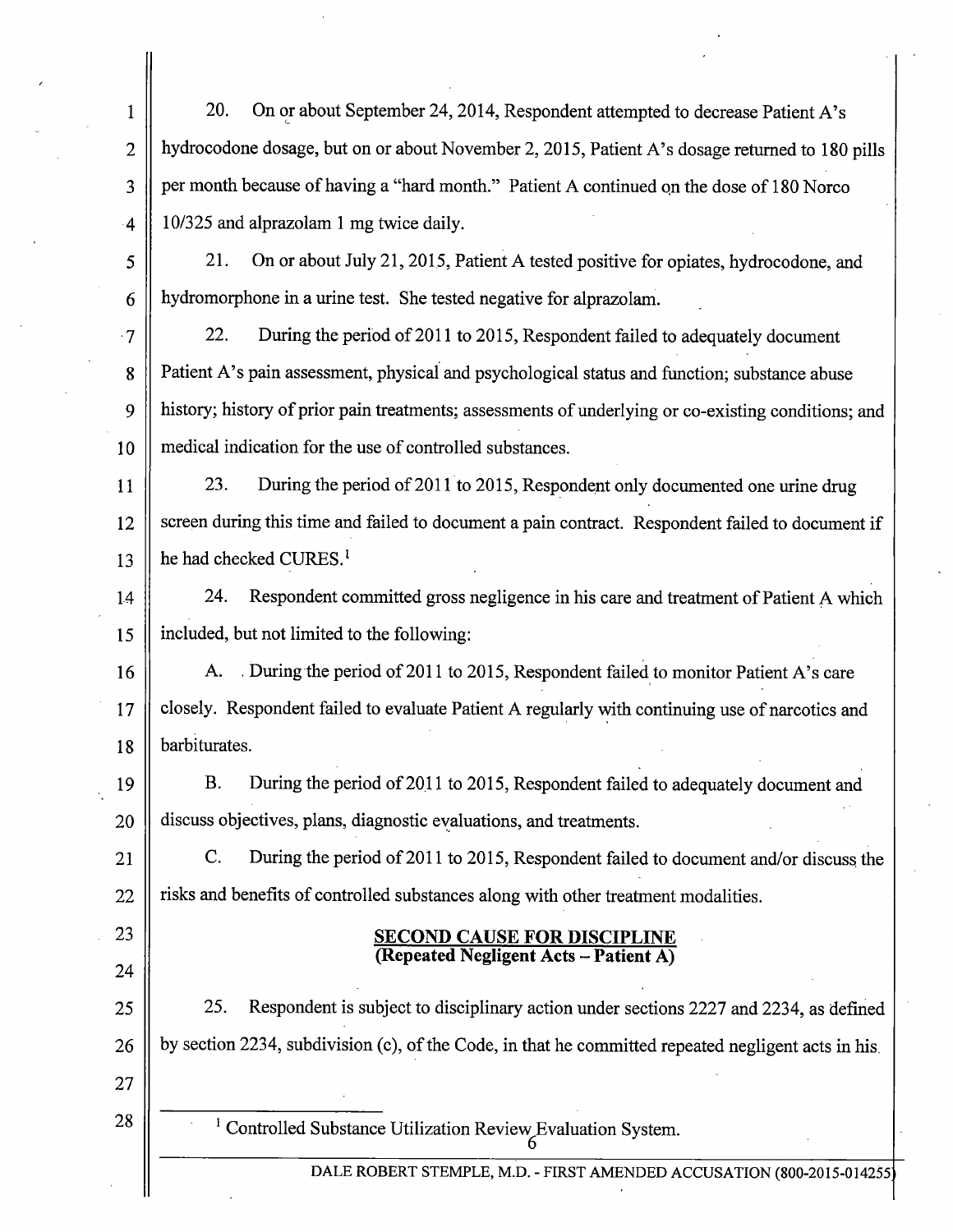20. On or about September 24, 2014, Respondent attempted to decrease Patient A's hydrocodone dosage, but on or about November 2, 2015, Patient A's dosage returned to 180 pills per month because of having a "hard month." Patient A continued on the dose of 180 Norco 10/325 and alprazolam 1 mg twice daily.

21. On or about July 21, 2015, Patient A tested positive for opiates, hydrocodone, and hydromorphone in a urine test. She tested negative for alprazolam.

22. During the period of 2011 to 2015, Respondent failed to adequately document Patient A's pain assessment, physical and psychological status and function; substance abuse history; history of prior pain treatments; assessments of underlying or co-existing conditions; and medical indication for the use of controlled substances.

23. During the period of 2011 to 2015, Respondent only documented one urine drug screen during this time and failed to document a pain contract. Respondent failed to document if he had checked CURES.[1]

24. Respondent committed gross negligence in his care and treatment of Patient A which included, but not limited to the following:

A. During the period of 2011 to 2015, Respondent failed to monitor Patient A's care closely. Respondent failed to evaluate Patient A regularly with continuing use of narcotics and barbiturates.

B. During the period of 2011 to 2015, Respondent failed to adequately document and discuss objectives, plans, diagnostic evaluations, and treatments.

C. During the period of 2011 to 2015, Respondent failed to document and/or discuss the risks and benefits of controlled substances along with other treatment modalities.

## SECOND CAUSE FOR DISCIPLINE
## (Repeated Negligent Acts – Patient A)

25. Respondent is subject to disciplinary action under sections 2227 and 2234, as defined by section 2234, subdivision (c), of the Code, in that he committed repeated negligent acts in his

[1] Controlled Substance Utilization Review Evaluation System.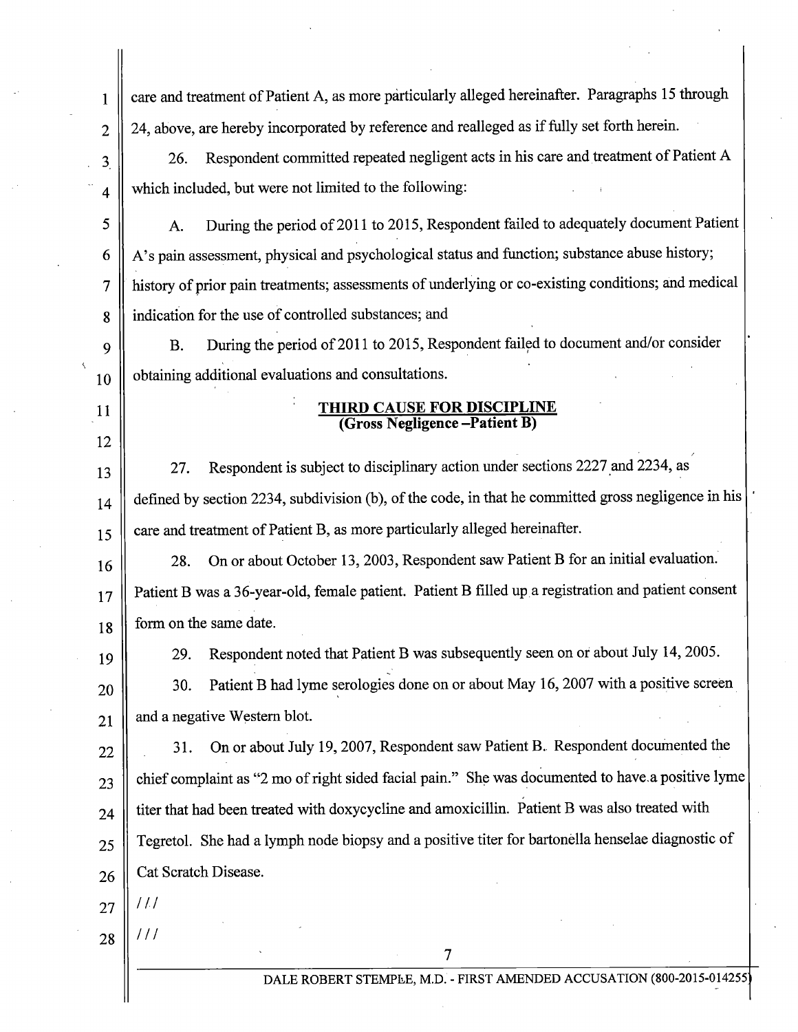care and treatment of Patient A, as more particularly alleged hereinafter. Paragraphs 15 through 24, above, are hereby incorporated by reference and realleged as if fully set forth herein.

26. Respondent committed repeated negligent acts in his care and treatment of Patient A which included, but were not limited to the following:

A. During the period of 2011 to 2015, Respondent failed to adequately document Patient A's pain assessment, physical and psychological status and function; substance abuse history; history of prior pain treatments; assessments of underlying or co-existing conditions; and medical indication for the use of controlled substances; and

B. During the period of 2011 to 2015, Respondent failed to document and/or consider obtaining additional evaluations and consultations.

**THIRD CAUSE FOR DISCIPLINE**
**(Gross Negligence –Patient B)**

27. Respondent is subject to disciplinary action under sections 2227 and 2234, as defined by section 2234, subdivision (b), of the code, in that he committed gross negligence in his care and treatment of Patient B, as more particularly alleged hereinafter.

28. On or about October 13, 2003, Respondent saw Patient B for an initial evaluation. Patient B was a 36-year-old, female patient. Patient B filled up a registration and patient consent form on the same date.

29. Respondent noted that Patient B was subsequently seen on or about July 14, 2005.

30. Patient B had lyme serologies done on or about May 16, 2007 with a positive screen and a negative Western blot.

31. On or about July 19, 2007, Respondent saw Patient B. Respondent documented the chief complaint as "2 mo of right sided facial pain." She was documented to have a positive lyme titer that had been treated with doxycycline and amoxicillin. Patient B was also treated with Tegretol. She had a lymph node biopsy and a positive titer for bartonella henselae diagnostic of Cat Scratch Disease.

///

///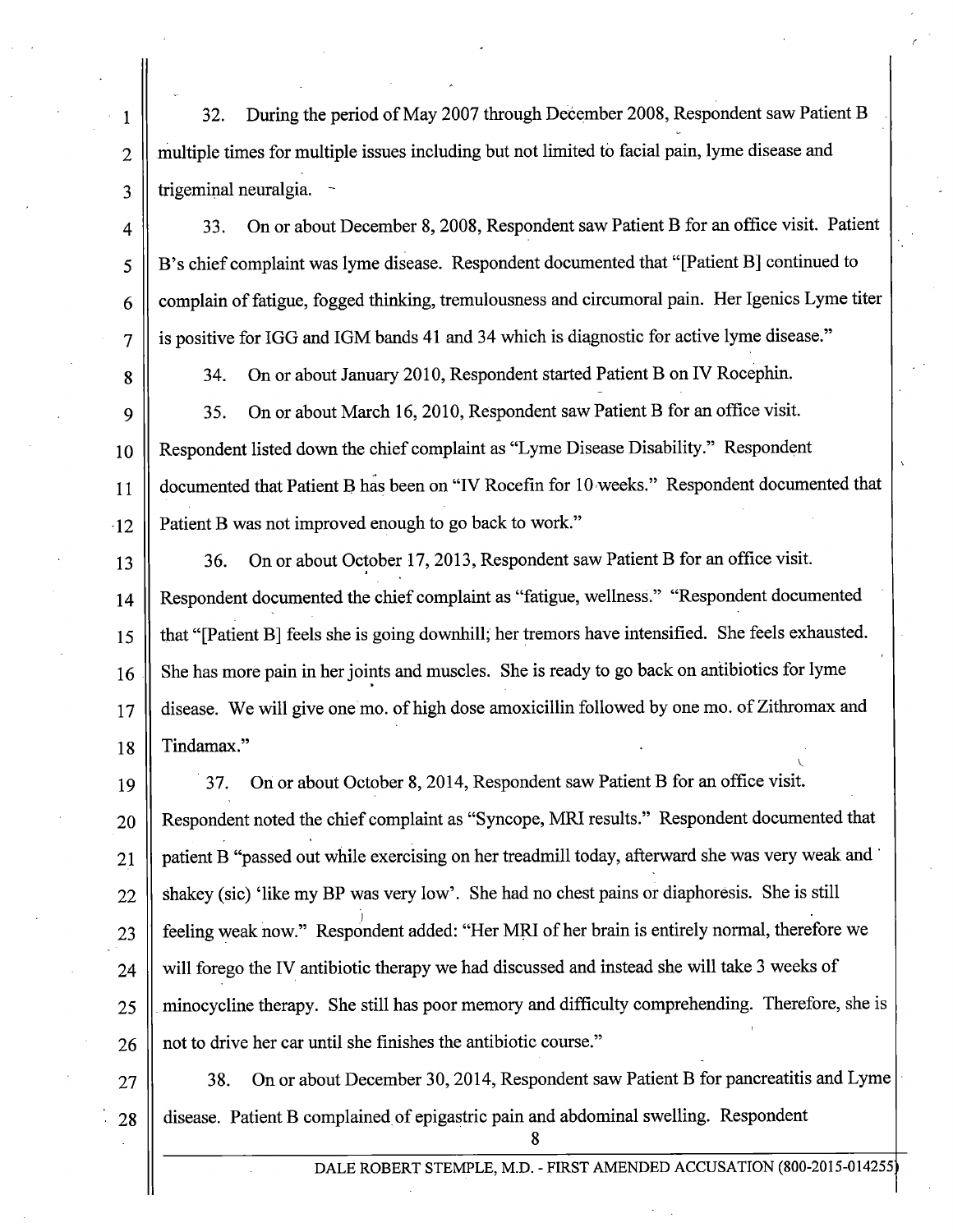32. During the period of May 2007 through December 2008, Respondent saw Patient B multiple times for multiple issues including but not limited to facial pain, lyme disease and trigeminal neuralgia.

33. On or about December 8, 2008, Respondent saw Patient B for an office visit. Patient B's chief complaint was lyme disease. Respondent documented that "[Patient B] continued to complain of fatigue, fogged thinking, tremulousness and circumoral pain. Her Igenics Lyme titer is positive for IGG and IGM bands 41 and 34 which is diagnostic for active lyme disease."

34. On or about January 2010, Respondent started Patient B on IV Rocephin.

35. On or about March 16, 2010, Respondent saw Patient B for an office visit. Respondent listed down the chief complaint as "Lyme Disease Disability." Respondent documented that Patient B has been on "IV Rocefin for 10 weeks." Respondent documented that Patient B was not improved enough to go back to work."

36. On or about October 17, 2013, Respondent saw Patient B for an office visit. Respondent documented the chief complaint as "fatigue, wellness." "Respondent documented that "[Patient B] feels she is going downhill; her tremors have intensified. She feels exhausted. She has more pain in her joints and muscles. She is ready to go back on antibiotics for lyme disease. We will give one mo. of high dose amoxicillin followed by one mo. of Zithromax and Tindamax."

37. On or about October 8, 2014, Respondent saw Patient B for an office visit. Respondent noted the chief complaint as "Syncope, MRI results." Respondent documented that patient B "passed out while exercising on her treadmill today, afterward she was very weak and shakey (sic) 'like my BP was very low'. She had no chest pains or diaphoresis. She is still feeling weak now." Respondent added: "Her MRI of her brain is entirely normal, therefore we will forego the IV antibiotic therapy we had discussed and instead she will take 3 weeks of minocycline therapy. She still has poor memory and difficulty comprehending. Therefore, she is not to drive her car until she finishes the antibiotic course."

38. On or about December 30, 2014, Respondent saw Patient B for pancreatitis and Lyme disease. Patient B complained of epigastric pain and abdominal swelling. Respondent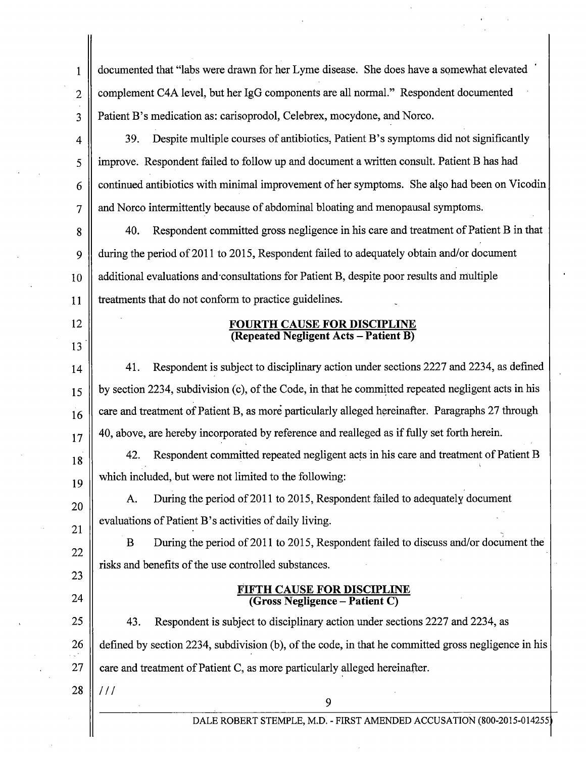documented that "labs were drawn for her Lyme disease. She does have a somewhat elevated complement C4A level, but her IgG components are all normal." Respondent documented Patient B's medication as: carisoprodol, Celebrex, mocydone, and Norco.

39. Despite multiple courses of antibiotics, Patient B's symptoms did not significantly improve. Respondent failed to follow up and document a written consult. Patient B has had continued antibiotics with minimal improvement of her symptoms. She also had been on Vicodin and Norco intermittently because of abdominal bloating and menopausal symptoms.

40. Respondent committed gross negligence in his care and treatment of Patient B in that during the period of 2011 to 2015, Respondent failed to adequately obtain and/or document additional evaluations and consultations for Patient B, despite poor results and multiple treatments that do not conform to practice guidelines.

## FOURTH CAUSE FOR DISCIPLINE
## (Repeated Negligent Acts – Patient B)

41. Respondent is subject to disciplinary action under sections 2227 and 2234, as defined by section 2234, subdivision (c), of the Code, in that he committed repeated negligent acts in his care and treatment of Patient B, as more particularly alleged hereinafter. Paragraphs 27 through 40, above, are hereby incorporated by reference and realleged as if fully set forth herein.

42. Respondent committed repeated negligent acts in his care and treatment of Patient B which included, but were not limited to the following:

A. During the period of 2011 to 2015, Respondent failed to adequately document evaluations of Patient B's activities of daily living.

B During the period of 2011 to 2015, Respondent failed to discuss and/or document the risks and benefits of the use controlled substances.

## FIFTH CAUSE FOR DISCIPLINE
## (Gross Negligence – Patient C)

43. Respondent is subject to disciplinary action under sections 2227 and 2234, as defined by section 2234, subdivision (b), of the code, in that he committed gross negligence in his care and treatment of Patient C, as more particularly alleged hereinafter.

///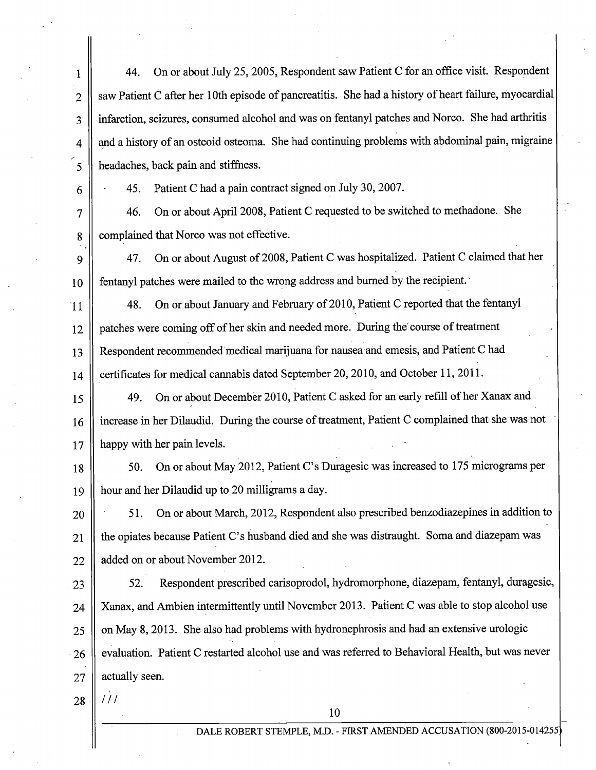44. On or about July 25, 2005, Respondent saw Patient C for an office visit. Respondent saw Patient C after her 10th episode of pancreatitis. She had a history of heart failure, myocardial infarction, seizures, consumed alcohol and was on fentanyl patches and Norco. She had arthritis and a history of an osteoid osteoma. She had continuing problems with abdominal pain, migraine headaches, back pain and stiffness.

45. Patient C had a pain contract signed on July 30, 2007.

46. On or about April 2008, Patient C requested to be switched to methadone. She complained that Norco was not effective.

47. On or about August of 2008, Patient C was hospitalized. Patient C claimed that her fentanyl patches were mailed to the wrong address and burned by the recipient.

48. On or about January and February of 2010, Patient C reported that the fentanyl patches were coming off of her skin and needed more. During the course of treatment Respondent recommended medical marijuana for nausea and emesis, and Patient C had certificates for medical cannabis dated September 20, 2010, and October 11, 2011.

49. On or about December 2010, Patient C asked for an early refill of her Xanax and increase in her Dilaudid. During the course of treatment, Patient C complained that she was not happy with her pain levels.

50. On or about May 2012, Patient C's Duragesic was increased to 175 micrograms per hour and her Dilaudid up to 20 milligrams a day.

51. On or about March, 2012, Respondent also prescribed benzodiazepines in addition to the opiates because Patient C's husband died and she was distraught. Soma and diazepam was added on or about November 2012.

52. Respondent prescribed carisoprodol, hydromorphone, diazepam, fentanyl, duragesic, Xanax, and Ambien intermittently until November 2013. Patient C was able to stop alcohol use on May 8, 2013. She also had problems with hydronephrosis and had an extensive urologic evaluation. Patient C restarted alcohol use and was referred to Behavioral Health, but was never actually seen.

///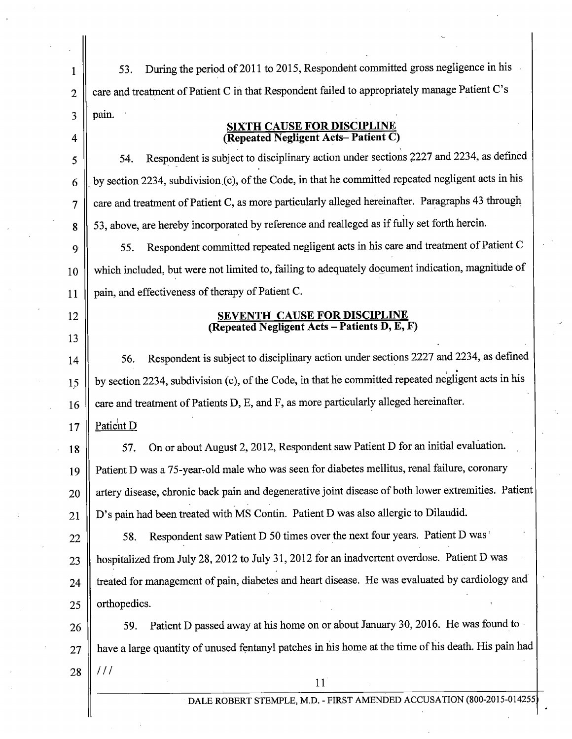53. During the period of 2011 to 2015, Respondent committed gross negligence in his care and treatment of Patient C in that Respondent failed to appropriately manage Patient C's pain.

## SIXTH CAUSE FOR DISCIPLINE
## (Repeated Negligent Acts– Patient C)

54. Respondent is subject to disciplinary action under sections 2227 and 2234, as defined by section 2234, subdivision (c), of the Code, in that he committed repeated negligent acts in his care and treatment of Patient C, as more particularly alleged hereinafter. Paragraphs 43 through 53, above, are hereby incorporated by reference and realleged as if fully set forth herein.

55. Respondent committed repeated negligent acts in his care and treatment of Patient C which included, but were not limited to, failing to adequately document indication, magnitude of pain, and effectiveness of therapy of Patient C.

## SEVENTH CAUSE FOR DISCIPLINE
## (Repeated Negligent Acts – Patients D, E, F)

56. Respondent is subject to disciplinary action under sections 2227 and 2234, as defined by section 2234, subdivision (c), of the Code, in that he committed repeated negligent acts in his care and treatment of Patients D, E, and F, as more particularly alleged hereinafter.

Patient D

57. On or about August 2, 2012, Respondent saw Patient D for an initial evaluation. Patient D was a 75-year-old male who was seen for diabetes mellitus, renal failure, coronary artery disease, chronic back pain and degenerative joint disease of both lower extremities. Patient D's pain had been treated with MS Contin. Patient D was also allergic to Dilaudid.

58. Respondent saw Patient D 50 times over the next four years. Patient D was hospitalized from July 28, 2012 to July 31, 2012 for an inadvertent overdose. Patient D was treated for management of pain, diabetes and heart disease. He was evaluated by cardiology and orthopedics.

59. Patient D passed away at his home on or about January 30, 2016. He was found to have a large quantity of unused fentanyl patches in his home at the time of his death. His pain had

///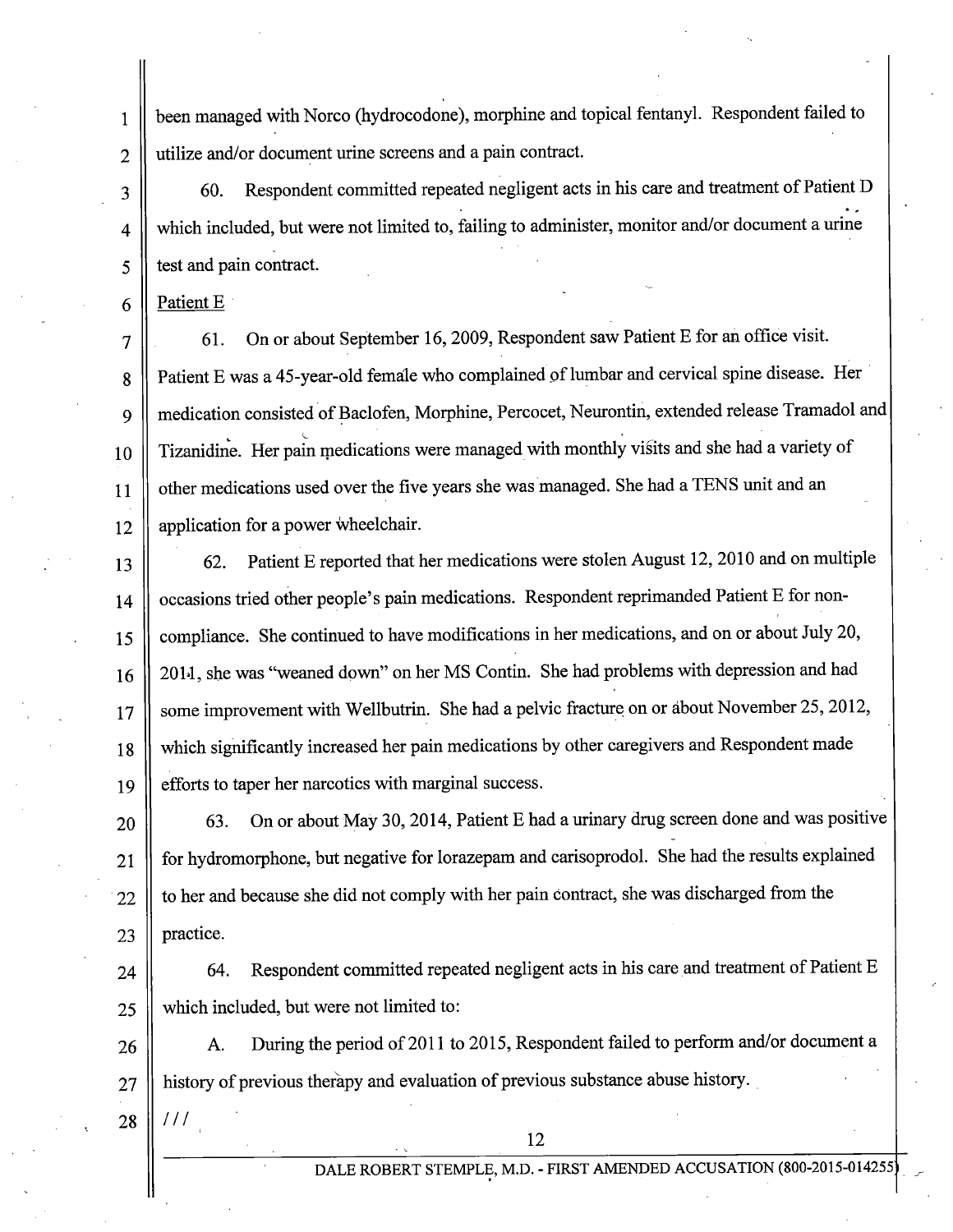been managed with Norco (hydrocodone), morphine and topical fentanyl. Respondent failed to utilize and/or document urine screens and a pain contract.

60. Respondent committed repeated negligent acts in his care and treatment of Patient D which included, but were not limited to, failing to administer, monitor and/or document a urine test and pain contract.

Patient E

61. On or about September 16, 2009, Respondent saw Patient E for an office visit. Patient E was a 45-year-old female who complained of lumbar and cervical spine disease. Her medication consisted of Baclofen, Morphine, Percocet, Neurontin, extended release Tramadol and Tizanidine. Her pain medications were managed with monthly visits and she had a variety of other medications used over the five years she was managed. She had a TENS unit and an application for a power wheelchair.

62. Patient E reported that her medications were stolen August 12, 2010 and on multiple occasions tried other people's pain medications. Respondent reprimanded Patient E for non-compliance. She continued to have modifications in her medications, and on or about July 20, 2011, she was "weaned down" on her MS Contin. She had problems with depression and had some improvement with Wellbutrin. She had a pelvic fracture on or about November 25, 2012, which significantly increased her pain medications by other caregivers and Respondent made efforts to taper her narcotics with marginal success.

63. On or about May 30, 2014, Patient E had a urinary drug screen done and was positive for hydromorphone, but negative for lorazepam and carisoprodol. She had the results explained to her and because she did not comply with her pain contract, she was discharged from the practice.

64. Respondent committed repeated negligent acts in his care and treatment of Patient E which included, but were not limited to:

A. During the period of 2011 to 2015, Respondent failed to perform and/or document a history of previous therapy and evaluation of previous substance abuse history.

///

DALE ROBERT STEMPLE, M.D. - FIRST AMENDED ACCUSATION (800-2015-014255)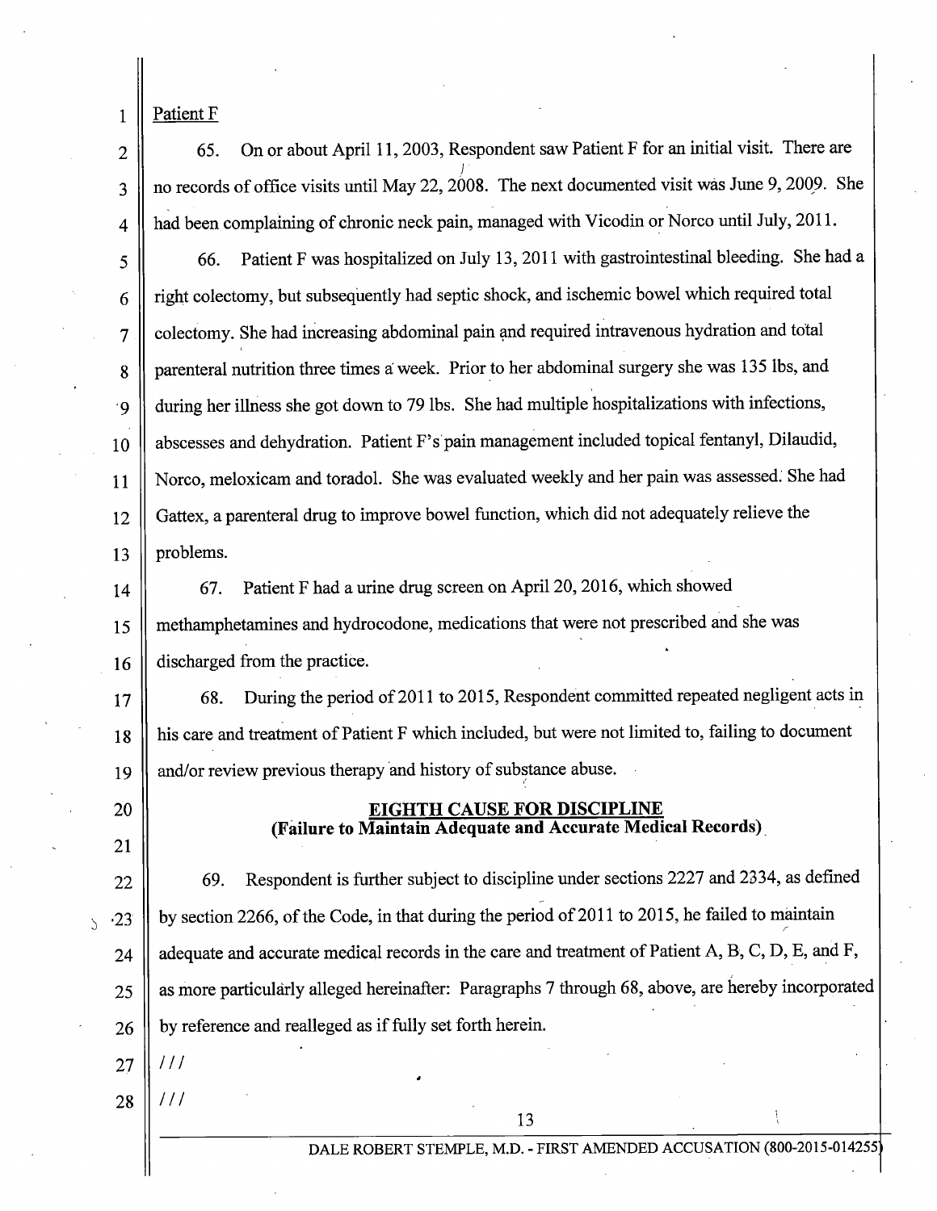Patient F

65. On or about April 11, 2003, Respondent saw Patient F for an initial visit. There are no records of office visits until May 22, 2008. The next documented visit was June 9, 2009. She had been complaining of chronic neck pain, managed with Vicodin or Norco until July, 2011.

66. Patient F was hospitalized on July 13, 2011 with gastrointestinal bleeding. She had a right colectomy, but subsequently had septic shock, and ischemic bowel which required total colectomy. She had increasing abdominal pain and required intravenous hydration and total parenteral nutrition three times a week. Prior to her abdominal surgery she was 135 lbs, and during her illness she got down to 79 lbs. She had multiple hospitalizations with infections, abscesses and dehydration. Patient F's pain management included topical fentanyl, Dilaudid, Norco, meloxicam and toradol. She was evaluated weekly and her pain was assessed. She had Gattex, a parenteral drug to improve bowel function, which did not adequately relieve the problems.

67. Patient F had a urine drug screen on April 20, 2016, which showed methamphetamines and hydrocodone, medications that were not prescribed and she was discharged from the practice.

68. During the period of 2011 to 2015, Respondent committed repeated negligent acts in his care and treatment of Patient F which included, but were not limited to, failing to document and/or review previous therapy and history of substance abuse.

## EIGHTH CAUSE FOR DISCIPLINE
## (Failure to Maintain Adequate and Accurate Medical Records)

69. Respondent is further subject to discipline under sections 2227 and 2334, as defined by section 2266, of the Code, in that during the period of 2011 to 2015, he failed to maintain adequate and accurate medical records in the care and treatment of Patient A, B, C, D, E, and F, as more particularly alleged hereinafter: Paragraphs 7 through 68, above, are hereby incorporated by reference and realleged as if fully set forth herein.

///

///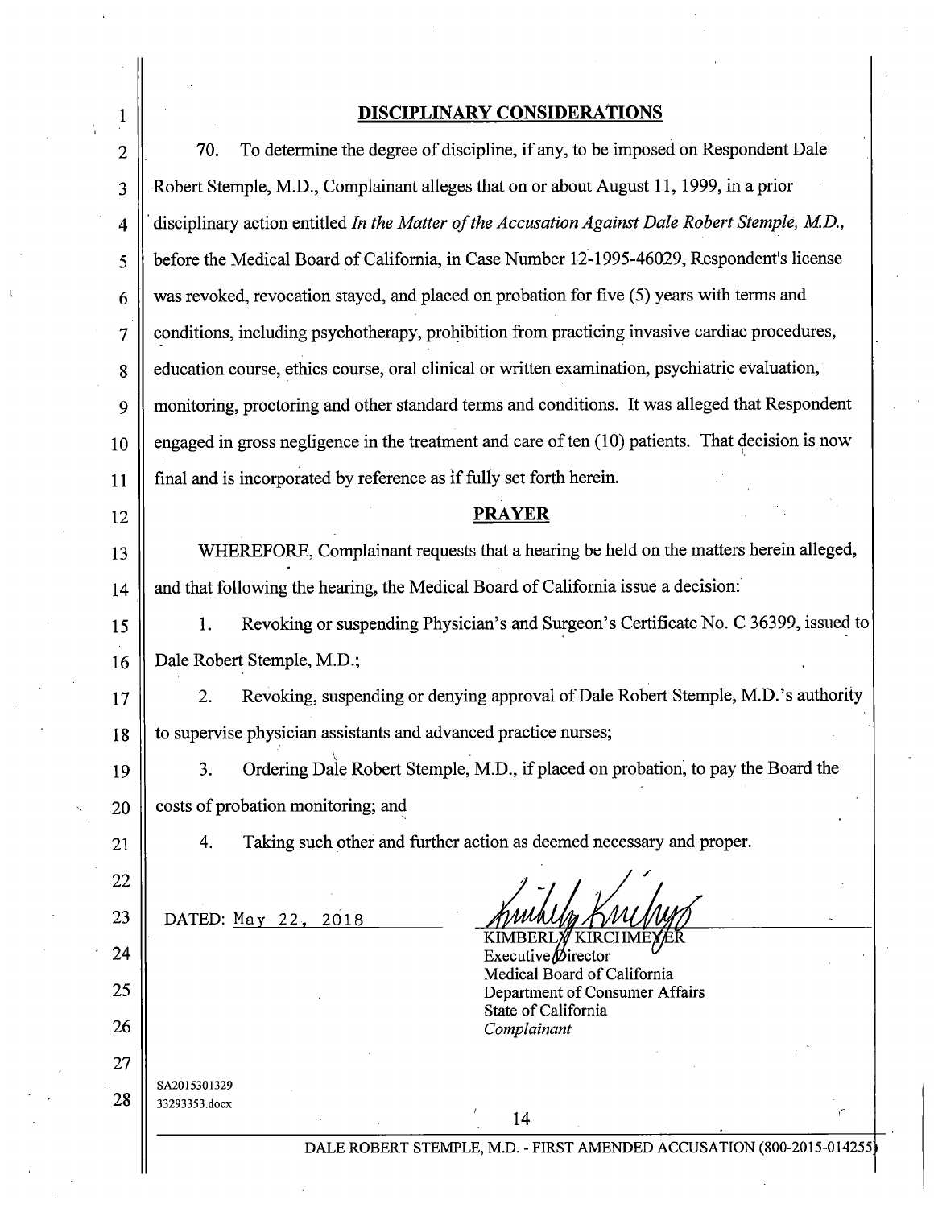## DISCIPLINARY CONSIDERATIONS

70. To determine the degree of discipline, if any, to be imposed on Respondent Dale Robert Stemple, M.D., Complainant alleges that on or about August 11, 1999, in a prior disciplinary action entitled *In the Matter of the Accusation Against Dale Robert Stemple, M.D.*, before the Medical Board of California, in Case Number 12-1995-46029, Respondent's license was revoked, revocation stayed, and placed on probation for five (5) years with terms and conditions, including psychotherapy, prohibition from practicing invasive cardiac procedures, education course, ethics course, oral clinical or written examination, psychiatric evaluation, monitoring, proctoring and other standard terms and conditions. It was alleged that Respondent engaged in gross negligence in the treatment and care of ten (10) patients. That decision is now final and is incorporated by reference as if fully set forth herein.

## PRAYER

WHEREFORE, Complainant requests that a hearing be held on the matters herein alleged, and that following the hearing, the Medical Board of California issue a decision:

1. Revoking or suspending Physician's and Surgeon's Certificate No. C 36399, issued to Dale Robert Stemple, M.D.;

2. Revoking, suspending or denying approval of Dale Robert Stemple, M.D.'s authority to supervise physician assistants and advanced practice nurses;

3. Ordering Dale Robert Stemple, M.D., if placed on probation, to pay the Board the costs of probation monitoring; and

4. Taking such other and further action as deemed necessary and proper.

DATED: May 22, 2018

KIMBERLY KIRCHMEYER
Executive Director
Medical Board of California
Department of Consumer Affairs
State of California
*Complainant*

SA2015301329
33293353.docx

DALE ROBERT STEMPLE, M.D. - FIRST AMENDED ACCUSATION (800-2015-014255)